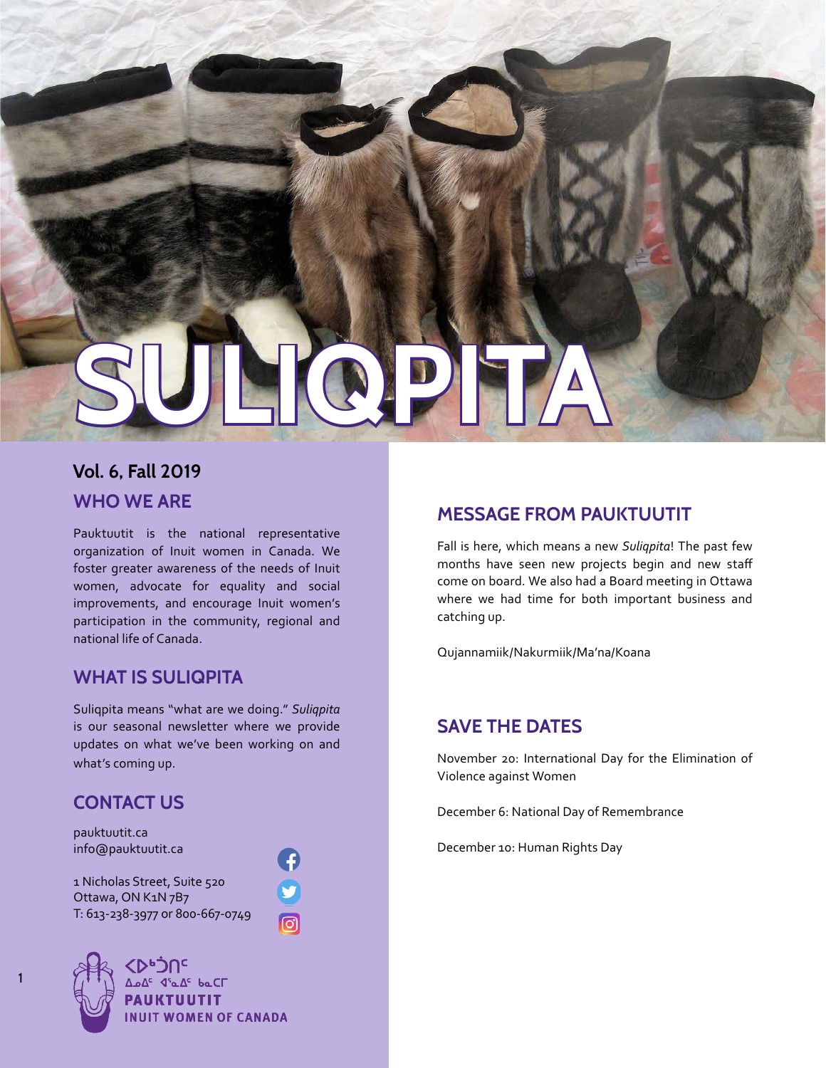# SULIQPITA

**Vol. 6, Fall 2019**

## WHO WE ARE

Pauktuutit is the national representative organization of Inuit women in Canada. We foster greater awareness of the needs of Inuit women, advocate for equality and social improvements, and encourage Inuit women's participation in the community, regional and national life of Canada.

## WHAT IS SULIQPITA

Suliqpita means "what are we doing." *Suliqpita* is our seasonal newsletter where we provide updates on what we've been working on and what's coming up.

## CONTACT US

pauktuutit.ca
info@pauktuutit.ca

1 Nicholas Street, Suite 520
Ottawa, ON K1N 7B7
T: 613-238-3977 or 800-667-0749

ᐳᐅᒃᑑᑎᑦ
ᐃᓄᐃᑦ ᐊᕐᓇᐃᑦ ᑲᓇᑕᒥ
PAUKTUUTIT
INUIT WOMEN OF CANADA

## MESSAGE FROM PAUKTUUTIT

Fall is here, which means a new *Suliqpita*! The past few months have seen new projects begin and new staff come on board. We also had a Board meeting in Ottawa where we had time for both important business and catching up.

Qujannamiik/Nakurmiik/Ma'na/Koana

## SAVE THE DATES

November 20: International Day for the Elimination of Violence against Women

December 6: National Day of Remembrance

December 10: Human Rights Day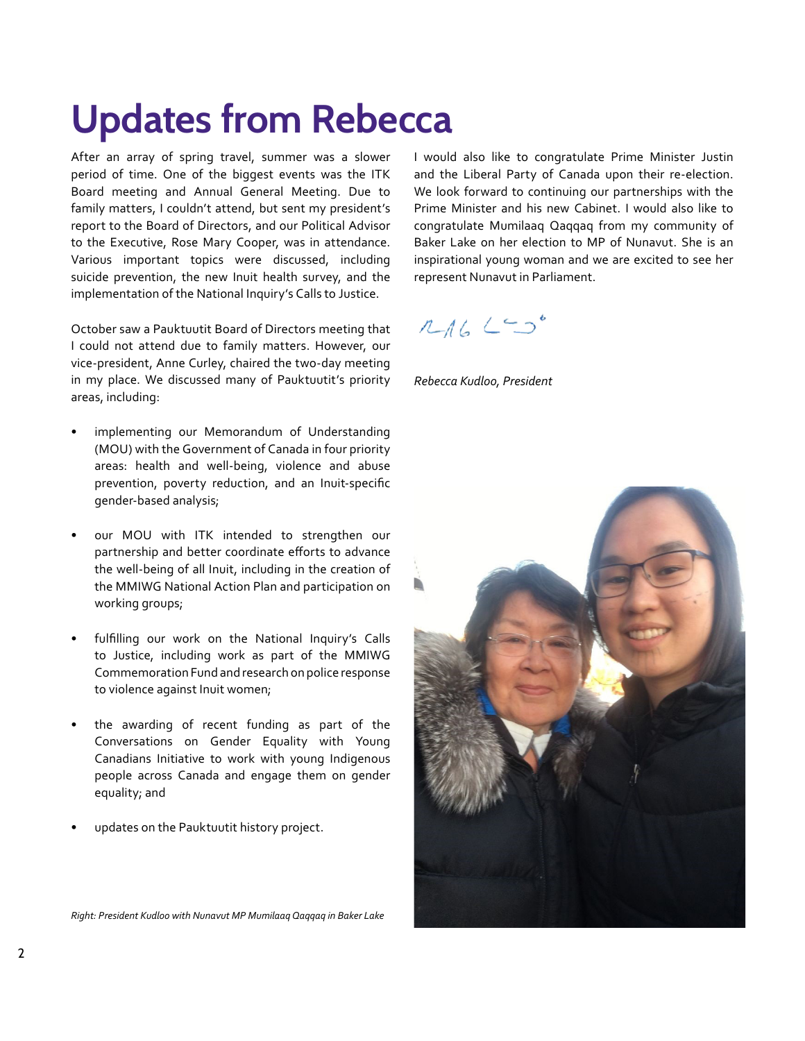# Updates from Rebecca

After an array of spring travel, summer was a slower period of time. One of the biggest events was the ITK Board meeting and Annual General Meeting. Due to family matters, I couldn't attend, but sent my president's report to the Board of Directors, and our Political Advisor to the Executive, Rose Mary Cooper, was in attendance. Various important topics were discussed, including suicide prevention, the new Inuit health survey, and the implementation of the National Inquiry's Calls to Justice.

October saw a Pauktuutit Board of Directors meeting that I could not attend due to family matters. However, our vice-president, Anne Curley, chaired the two-day meeting in my place. We discussed many of Pauktuutit's priority areas, including:

- implementing our Memorandum of Understanding (MOU) with the Government of Canada in four priority areas: health and well-being, violence and abuse prevention, poverty reduction, and an Inuit-specific gender-based analysis;
- our MOU with ITK intended to strengthen our partnership and better coordinate efforts to advance the well-being of all Inuit, including in the creation of the MMIWG National Action Plan and participation on working groups;
- fulfilling our work on the National Inquiry's Calls to Justice, including work as part of the MMIWG Commemoration Fund and research on police response to violence against Inuit women;
- the awarding of recent funding as part of the Conversations on Gender Equality with Young Canadians Initiative to work with young Indigenous people across Canada and engage them on gender equality; and
- updates on the Pauktuutit history project.

I would also like to congratulate Prime Minister Justin and the Liberal Party of Canada upon their re-election. We look forward to continuing our partnerships with the Prime Minister and his new Cabinet. I would also like to congratulate Mumilaaq Qaqqaq from my community of Baker Lake on her election to MP of Nunavut. She is an inspirational young woman and we are excited to see her represent Nunavut in Parliament.

*Rebecca Kudloo, President*

*Right: President Kudloo with Nunavut MP Mumilaaq Qaqqaq in Baker Lake*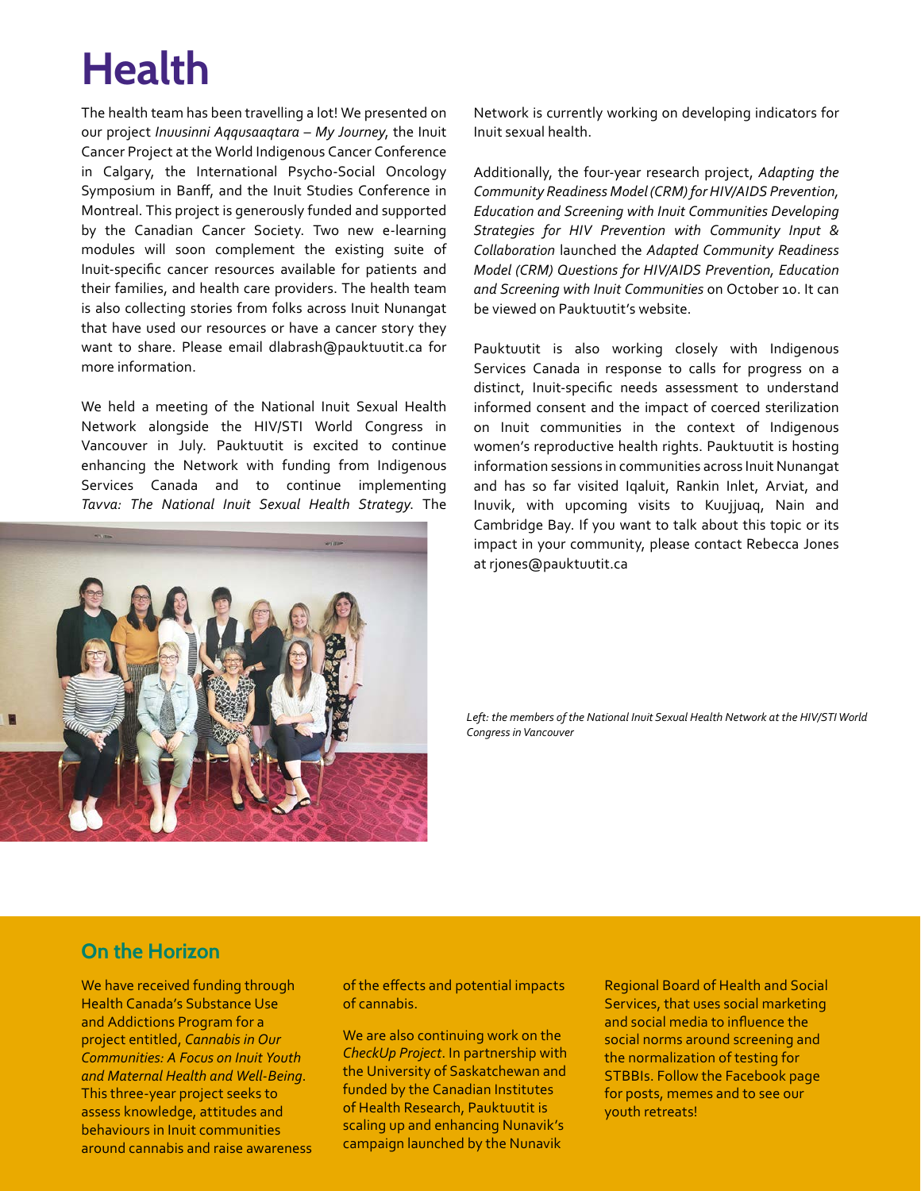# Health

The health team has been travelling a lot! We presented on our project *Inuusinni Aqqusaaqtara – My Journey*, the Inuit Cancer Project at the World Indigenous Cancer Conference in Calgary, the International Psycho-Social Oncology Symposium in Banff, and the Inuit Studies Conference in Montreal. This project is generously funded and supported by the Canadian Cancer Society. Two new e-learning modules will soon complement the existing suite of Inuit-specific cancer resources available for patients and their families, and health care providers. The health team is also collecting stories from folks across Inuit Nunangat that have used our resources or have a cancer story they want to share. Please email dlabrash@pauktuutit.ca for more information.

We held a meeting of the National Inuit Sexual Health Network alongside the HIV/STI World Congress in Vancouver in July. Pauktuutit is excited to continue enhancing the Network with funding from Indigenous Services Canada and to continue implementing *Tavva: The National Inuit Sexual Health Strategy*. The Network is currently working on developing indicators for Inuit sexual health.

Additionally, the four-year research project, *Adapting the Community Readiness Model (CRM) for HIV/AIDS Prevention, Education and Screening with Inuit Communities Developing Strategies for HIV Prevention with Community Input & Collaboration* launched the *Adapted Community Readiness Model (CRM) Questions for HIV/AIDS Prevention, Education and Screening with Inuit Communities* on October 10. It can be viewed on Pauktuutit's website.

Pauktuutit is also working closely with Indigenous Services Canada in response to calls for progress on a distinct, Inuit-specific needs assessment to understand informed consent and the impact of coerced sterilization on Inuit communities in the context of Indigenous women's reproductive health rights. Pauktuutit is hosting information sessions in communities across Inuit Nunangat and has so far visited Iqaluit, Rankin Inlet, Arviat, and Inuvik, with upcoming visits to Kuujjuaq, Nain and Cambridge Bay. If you want to talk about this topic or its impact in your community, please contact Rebecca Jones at rjones@pauktuutit.ca

*Left: the members of the National Inuit Sexual Health Network at the HIV/STI World Congress in Vancouver*

## On the Horizon

We have received funding through Health Canada's Substance Use and Addictions Program for a project entitled, *Cannabis in Our Communities: A Focus on Inuit Youth and Maternal Health and Well-Being*. This three-year project seeks to assess knowledge, attitudes and behaviours in Inuit communities around cannabis and raise awareness of the effects and potential impacts of cannabis.

We are also continuing work on the *CheckUp Project*. In partnership with the University of Saskatchewan and funded by the Canadian Institutes of Health Research, Pauktuutit is scaling up and enhancing Nunavik's campaign launched by the Nunavik Regional Board of Health and Social Services, that uses social marketing and social media to influence the social norms around screening and the normalization of testing for STBBIs. Follow the Facebook page for posts, memes and to see our youth retreats!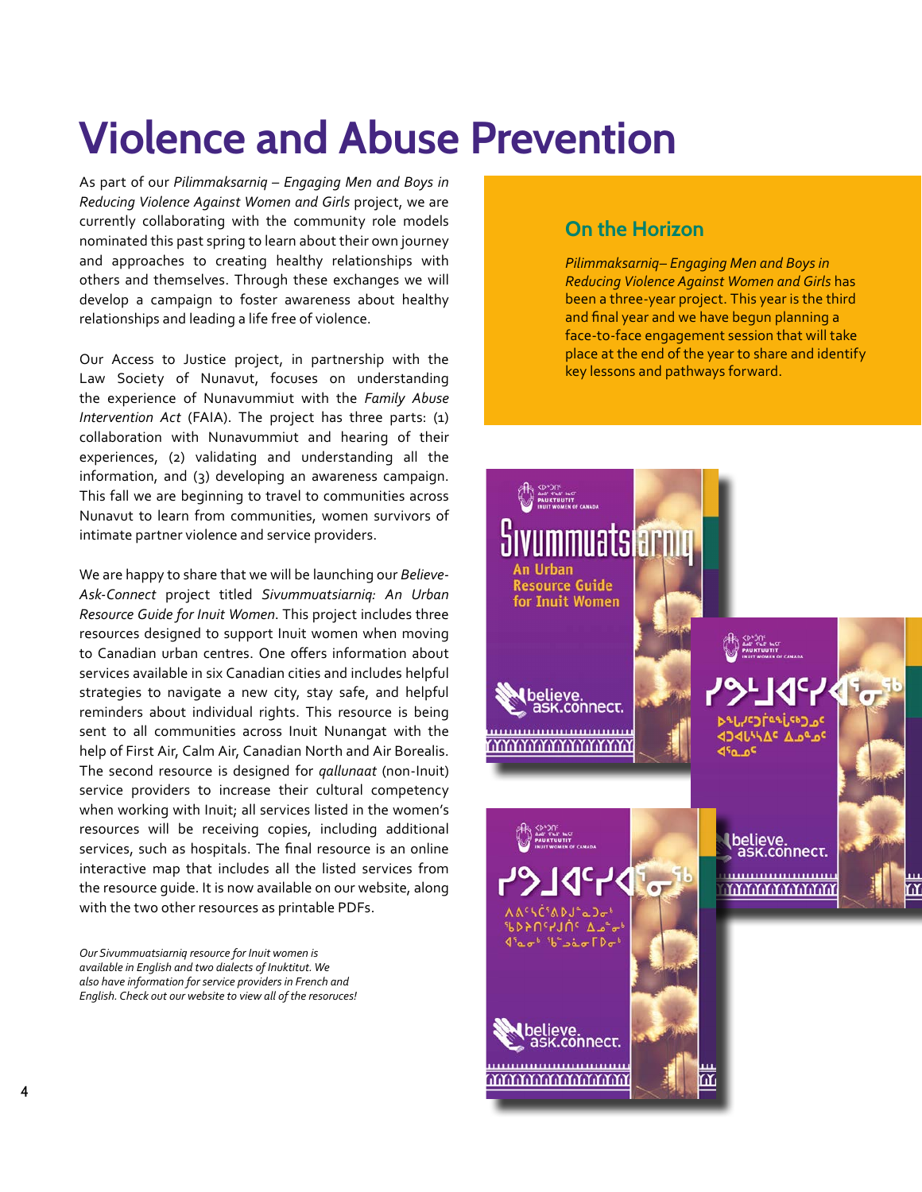# Violence and Abuse Prevention

As part of our *Pilimmaksarniq – Engaging Men and Boys in Reducing Violence Against Women and Girls* project, we are currently collaborating with the community role models nominated this past spring to learn about their own journey and approaches to creating healthy relationships with others and themselves. Through these exchanges we will develop a campaign to foster awareness about healthy relationships and leading a life free of violence.

Our Access to Justice project, in partnership with the Law Society of Nunavut, focuses on understanding the experience of Nunavummiut with the *Family Abuse Intervention Act* (FAIA). The project has three parts: (1) collaboration with Nunavummiut and hearing of their experiences, (2) validating and understanding all the information, and (3) developing an awareness campaign. This fall we are beginning to travel to communities across Nunavut to learn from communities, women survivors of intimate partner violence and service providers.

We are happy to share that we will be launching our *Believe-Ask-Connect* project titled *Sivummuatsiarniq: An Urban Resource Guide for Inuit Women*. This project includes three resources designed to support Inuit women when moving to Canadian urban centres. One offers information about services available in six Canadian cities and includes helpful strategies to navigate a new city, stay safe, and helpful reminders about individual rights. This resource is being sent to all communities across Inuit Nunangat with the help of First Air, Calm Air, Canadian North and Air Borealis. The second resource is designed for *qallunaat* (non-Inuit) service providers to increase their cultural competency when working with Inuit; all services listed in the women's resources will be receiving copies, including additional services, such as hospitals. The final resource is an online interactive map that includes all the listed services from the resource guide. It is now available on our website, along with the two other resources as printable PDFs.

*Our Sivummuatsiarniq resource for Inuit women is available in English and two dialects of Inuktitut. We also have information for service providers in French and English. Check out our website to view all of the resources!*

## On the Horizon

*Pilimmaksarniq– Engaging Men and Boys in Reducing Violence Against Women and Girls* has been a three-year project. This year is the third and final year and we have begun planning a face-to-face engagement session that will take place at the end of the year to share and identify key lessons and pathways forward.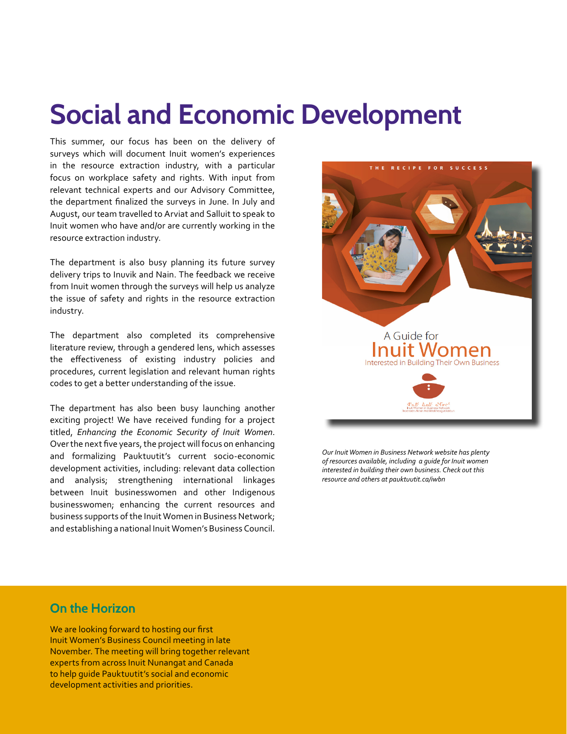# Social and Economic Development

This summer, our focus has been on the delivery of surveys which will document Inuit women's experiences in the resource extraction industry, with a particular focus on workplace safety and rights. With input from relevant technical experts and our Advisory Committee, the department finalized the surveys in June. In July and August, our team travelled to Arviat and Salluit to speak to Inuit women who have and/or are currently working in the resource extraction industry.

The department is also busy planning its future survey delivery trips to Inuvik and Nain. The feedback we receive from Inuit women through the surveys will help us analyze the issue of safety and rights in the resource extraction industry.

The department also completed its comprehensive literature review, through a gendered lens, which assesses the effectiveness of existing industry policies and procedures, current legislation and relevant human rights codes to get a better understanding of the issue.

The department has also been busy launching another exciting project! We have received funding for a project titled, *Enhancing the Economic Security of Inuit Women*. Over the next five years, the project will focus on enhancing and formalizing Pauktuutit's current socio-economic development activities, including: relevant data collection and analysis; strengthening international linkages between Inuit businesswomen and other Indigenous businesswomen; enhancing the current resources and business supports of the Inuit Women in Business Network; and establishing a national Inuit Women's Business Council.

*Our Inuit Women in Business Network website has plenty of resources available, including a guide for Inuit women interested in building their own business. Check out this resource and others at pauktuutit.ca/iwbn*

## On the Horizon

We are looking forward to hosting our first Inuit Women's Business Council meeting in late November. The meeting will bring together relevant experts from across Inuit Nunangat and Canada to help guide Pauktuutit's social and economic development activities and priorities.